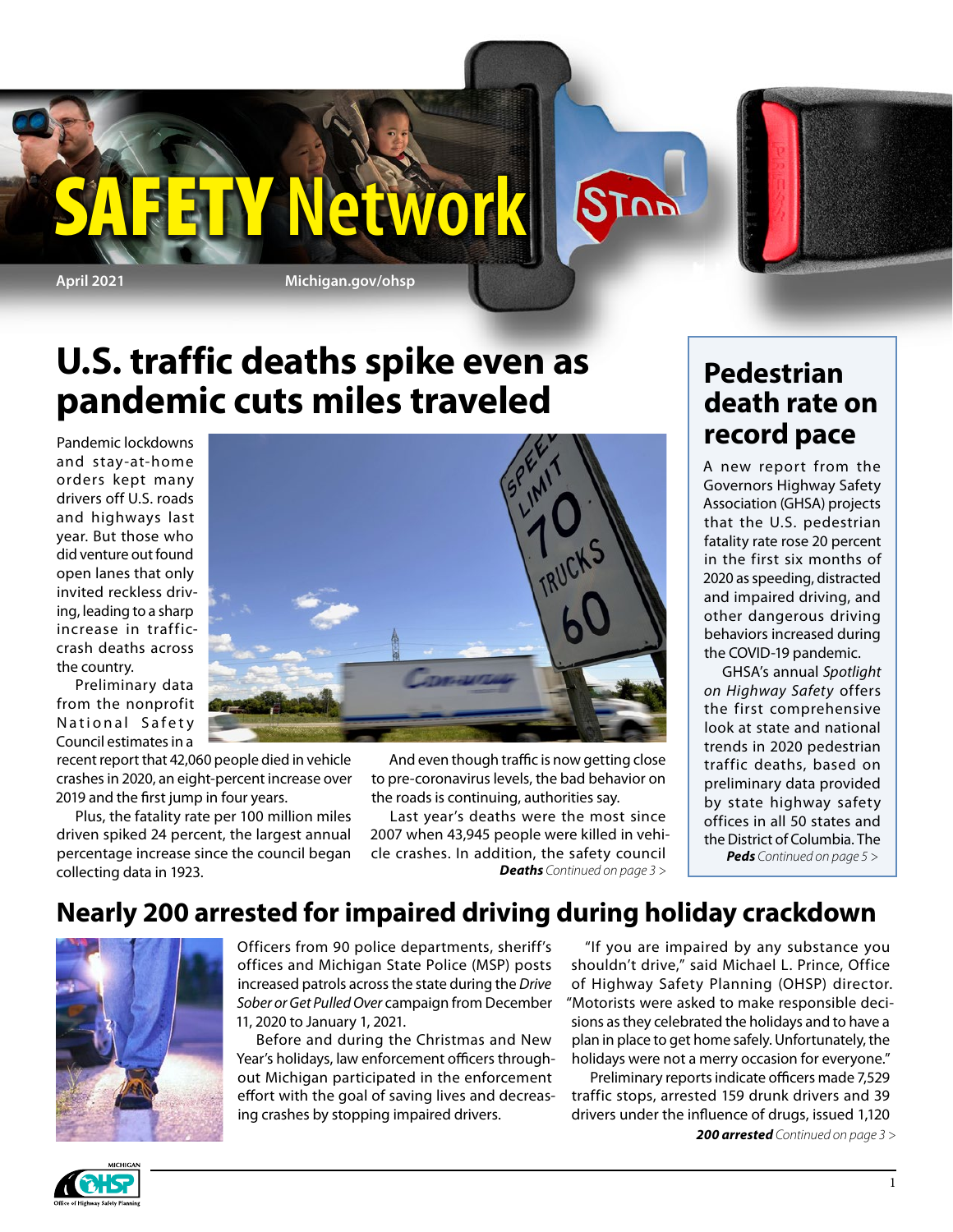# SAFETY Network

April 2021 Michigan.gov/ohsp

## U.S. traffic deaths spike even as pandemic cuts miles traveled

Pandemic lockdowns and stay-at-home orders kept many drivers off U.S. roads and highways last year. But those who did venture out found open lanes that only invited reckless driving, leading to a sharp increase in traffic-crash deaths across the country.

Preliminary data from the nonprofit National Safety Council estimates in a recent report that 42,060 people died in vehicle crashes in 2020, an eight-percent increase over 2019 and the first jump in four years.

Plus, the fatality rate per 100 million miles driven spiked 24 percent, the largest annual percentage increase since the council began collecting data in 1923.

And even though traffic is now getting close to pre-coronavirus levels, the bad behavior on the roads is continuing, authorities say.

Last year's deaths were the most since 2007 when 43,945 people were killed in vehicle crashes. In addition, the safety council

***Deaths*** *Continued on page 3 >*

## Pedestrian death rate on record pace

A new report from the Governors Highway Safety Association (GHSA) projects that the U.S. pedestrian fatality rate rose 20 percent in the first six months of 2020 as speeding, distracted and impaired driving, and other dangerous driving behaviors increased during the COVID-19 pandemic.

GHSA's annual *Spotlight on Highway Safety* offers the first comprehensive look at state and national trends in 2020 pedestrian traffic deaths, based on preliminary data provided by state highway safety offices in all 50 states and the District of Columbia. The

***Peds*** *Continued on page 5 >*

## Nearly 200 arrested for impaired driving during holiday crackdown

Officers from 90 police departments, sheriff's offices and Michigan State Police (MSP) posts increased patrols across the state during the *Drive Sober or Get Pulled Over* campaign from December 11, 2020 to January 1, 2021.

Before and during the Christmas and New Year's holidays, law enforcement officers throughout Michigan participated in the enforcement effort with the goal of saving lives and decreasing crashes by stopping impaired drivers.

"If you are impaired by any substance you shouldn't drive," said Michael L. Prince, Office of Highway Safety Planning (OHSP) director. "Motorists were asked to make responsible decisions as they celebrated the holidays and to have a plan in place to get home safely. Unfortunately, the holidays were not a merry occasion for everyone."

Preliminary reports indicate officers made 7,529 traffic stops, arrested 159 drunk drivers and 39 drivers under the influence of drugs, issued 1,120

***200 arrested*** *Continued on page 3 >*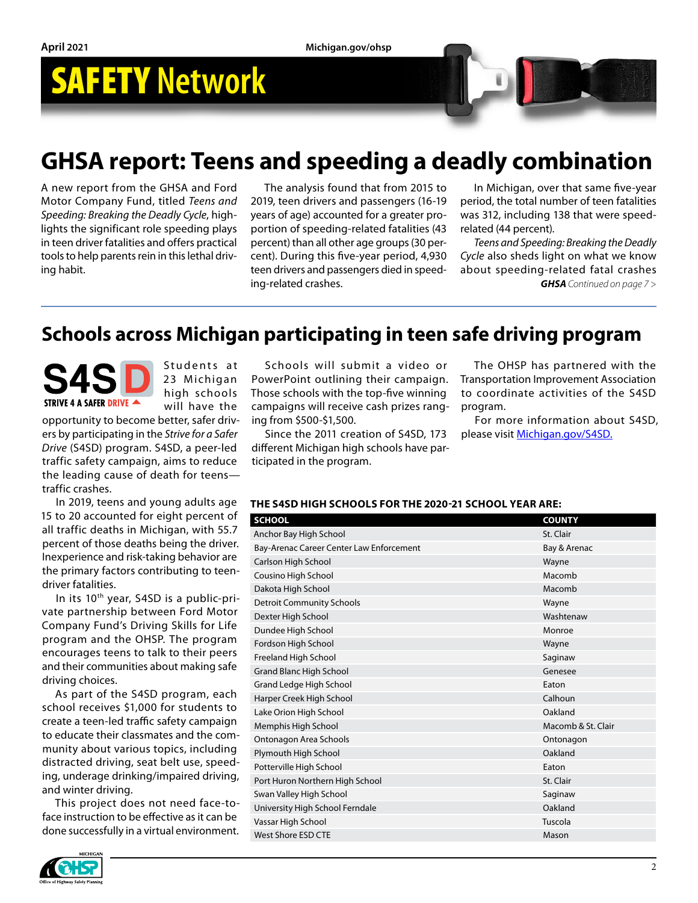# SAFETY Network

## GHSA report: Teens and speeding a deadly combination

A new report from the GHSA and Ford Motor Company Fund, titled *Teens and Speeding: Breaking the Deadly Cycle*, highlights the significant role speeding plays in teen driver fatalities and offers practical tools to help parents rein in this lethal driving habit.

The analysis found that from 2015 to 2019, teen drivers and passengers (16-19 years of age) accounted for a greater proportion of speeding-related fatalities (43 percent) than all other age groups (30 percent). During this five-year period, 4,930 teen drivers and passengers died in speeding-related crashes.

In Michigan, over that same five-year period, the total number of teen fatalities was 312, including 138 that were speed-related (44 percent).

*Teens and Speeding: Breaking the Deadly Cycle* also sheds light on what we know about speeding-related fatal crashes

***GHSA*** *Continued on page 7 >*

## Schools across Michigan participating in teen safe driving program

S4SD STRIVE 4 A SAFER DRIVE

Students at 23 Michigan high schools will have the opportunity to become better, safer drivers by participating in the *Strive for a Safer Drive* (S4SD) program. S4SD, a peer-led traffic safety campaign, aims to reduce the leading cause of death for teens—traffic crashes.

In 2019, teens and young adults age 15 to 20 accounted for eight percent of all traffic deaths in Michigan, with 55.7 percent of those deaths being the driver. Inexperience and risk-taking behavior are the primary factors contributing to teen-driver fatalities.

In its 10th year, S4SD is a public-private partnership between Ford Motor Company Fund's Driving Skills for Life program and the OHSP. The program encourages teens to talk to their peers and their communities about making safe driving choices.

As part of the S4SD program, each school receives $1,000 for students to create a teen-led traffic safety campaign to educate their classmates and the community about various topics, including distracted driving, seat belt use, speeding, underage drinking/impaired driving, and winter driving.

This project does not need face-to-face instruction to be effective as it can be done successfully in a virtual environment.

Schools will submit a video or PowerPoint outlining their campaign. Those schools with the top-five winning campaigns will receive cash prizes ranging from $500-$1,500.

Since the 2011 creation of S4SD, 173 different Michigan high schools have participated in the program.

The OHSP has partnered with the Transportation Improvement Association to coordinate activities of the S4SD program.

For more information about S4SD, please visit [Michigan.gov/S4SD.](Michigan.gov/S4SD)

**THE S4SD HIGH SCHOOLS FOR THE 2020-21 SCHOOL YEAR ARE:**

| SCHOOL | COUNTY |
|---|---|
| Anchor Bay High School | St. Clair |
| Bay-Arenac Career Center Law Enforcement | Bay & Arenac |
| Carlson High School | Wayne |
| Cousino High School | Macomb |
| Dakota High School | Macomb |
| Detroit Community Schools | Wayne |
| Dexter High School | Washtenaw |
| Dundee High School | Monroe |
| Fordson High School | Wayne |
| Freeland High School | Saginaw |
| Grand Blanc High School | Genesee |
| Grand Ledge High School | Eaton |
| Harper Creek High School | Calhoun |
| Lake Orion High School | Oakland |
| Memphis High School | Macomb & St. Clair |
| Ontonagon Area Schools | Ontonagon |
| Plymouth High School | Oakland |
| Potterville High School | Eaton |
| Port Huron Northern High School | St. Clair |
| Swan Valley High School | Saginaw |
| University High School Ferndale | Oakland |
| Vassar High School | Tuscola |
| West Shore ESD CTE | Mason |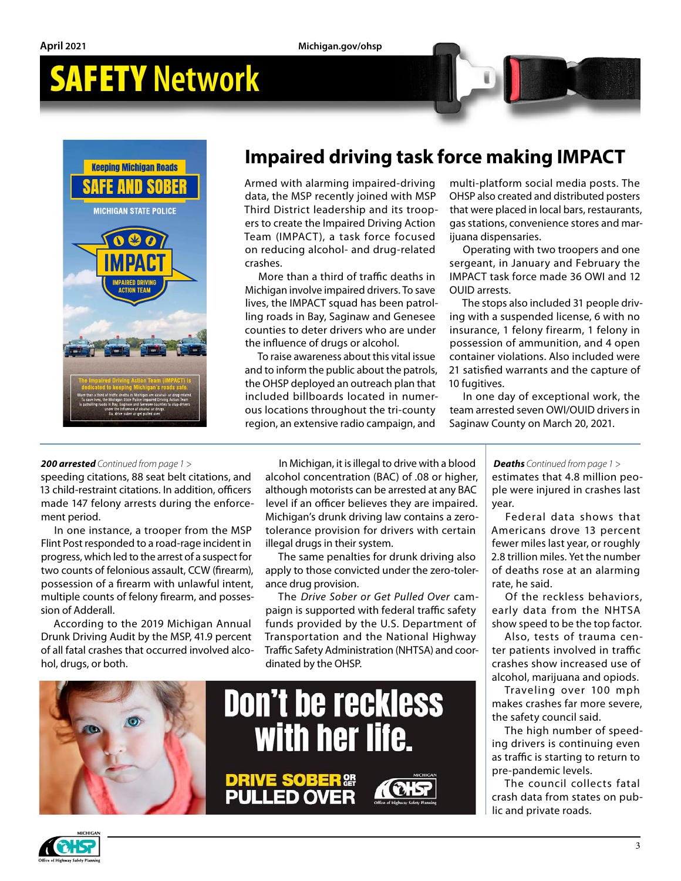# Impaired driving task force making IMPACT

Armed with alarming impaired-driving data, the MSP recently joined with MSP Third District leadership and its troopers to create the Impaired Driving Action Team (IMPACT), a task force focused on reducing alcohol- and drug-related crashes.

More than a third of traffic deaths in Michigan involve impaired drivers. To save lives, the IMPACT squad has been patrolling roads in Bay, Saginaw and Genesee counties to deter drivers who are under the influence of drugs or alcohol.

To raise awareness about this vital issue and to inform the public about the patrols, the OHSP deployed an outreach plan that included billboards located in numerous locations throughout the tri-county region, an extensive radio campaign, and multi-platform social media posts. The OHSP also created and distributed posters that were placed in local bars, restaurants, gas stations, convenience stores and marijuana dispensaries.

Operating with two troopers and one sergeant, in January and February the IMPACT task force made 36 OWI and 12 OUID arrests.

The stops also included 31 people driving with a suspended license, 6 with no insurance, 1 felony firearm, 1 felony in possession of ammunition, and 4 open container violations. Also included were 21 satisfied warrants and the capture of 10 fugitives.

In one day of exceptional work, the team arrested seven OWI/OUID drivers in Saginaw County on March 20, 2021.

***200 arrested*** *Continued from page 1 >*

speeding citations, 88 seat belt citations, and 13 child-restraint citations. In addition, officers made 147 felony arrests during the enforcement period.

In one instance, a trooper from the MSP Flint Post responded to a road-rage incident in progress, which led to the arrest of a suspect for two counts of felonious assault, CCW (firearm), possession of a firearm with unlawful intent, multiple counts of felony firearm, and possession of Adderall.

According to the 2019 Michigan Annual Drunk Driving Audit by the MSP, 41.9 percent of all fatal crashes that occurred involved alcohol, drugs, or both.

In Michigan, it is illegal to drive with a blood alcohol concentration (BAC) of .08 or higher, although motorists can be arrested at any BAC level if an officer believes they are impaired. Michigan's drunk driving law contains a zero-tolerance provision for drivers with certain illegal drugs in their system.

The same penalties for drunk driving also apply to those convicted under the zero-tolerance drug provision.

The *Drive Sober or Get Pulled Over* campaign is supported with federal traffic safety funds provided by the U.S. Department of Transportation and the National Highway Traffic Safety Administration (NHTSA) and coordinated by the OHSP.

Don't be reckless with her life.

DRIVE SOBER OR GET PULLED OVER

***Deaths*** *Continued from page 1 >*

estimates that 4.8 million people were injured in crashes last year.

Federal data shows that Americans drove 13 percent fewer miles last year, or roughly 2.8 trillion miles. Yet the number of deaths rose at an alarming rate, he said.

Of the reckless behaviors, early data from the NHTSA show speed to be the top factor.

Also, tests of trauma center patients involved in traffic crashes show increased use of alcohol, marijuana and opiods.

Traveling over 100 mph makes crashes far more severe, the safety council said.

The high number of speeding drivers is continuing even as traffic is starting to return to pre-pandemic levels.

The council collects fatal crash data from states on public and private roads.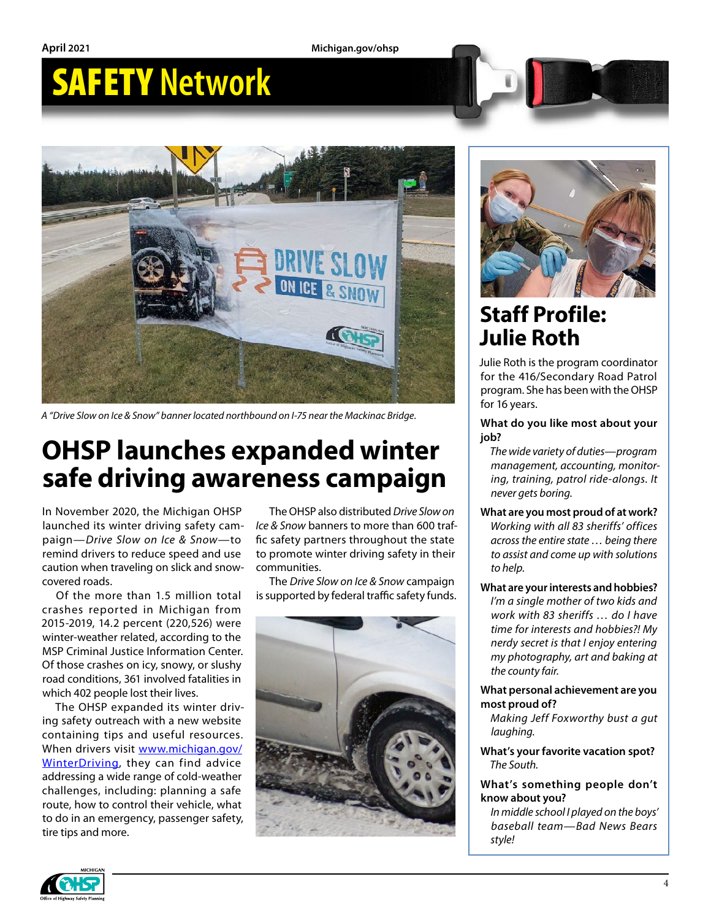# SAFETY Network

A "Drive Slow on Ice & Snow" banner located northbound on I-75 near the Mackinac Bridge.

## OHSP launches expanded winter safe driving awareness campaign

In November 2020, the Michigan OHSP launched its winter driving safety campaign—*Drive Slow on Ice & Snow*—to remind drivers to reduce speed and use caution when traveling on slick and snow-covered roads.

Of the more than 1.5 million total crashes reported in Michigan from 2015-2019, 14.2 percent (220,526) were winter-weather related, according to the MSP Criminal Justice Information Center. Of those crashes on icy, snowy, or slushy road conditions, 361 involved fatalities in which 402 people lost their lives.

The OHSP expanded its winter driving safety outreach with a new website containing tips and useful resources. When drivers visit [www.michigan.gov/WinterDriving](www.michigan.gov/WinterDriving), they can find advice addressing a wide range of cold-weather challenges, including: planning a safe route, how to control their vehicle, what to do in an emergency, passenger safety, tire tips and more.

The OHSP also distributed *Drive Slow on Ice & Snow* banners to more than 600 traffic safety partners throughout the state to promote winter driving safety in their communities.

The *Drive Slow on Ice & Snow* campaign is supported by federal traffic safety funds.

## Staff Profile: Julie Roth

Julie Roth is the program coordinator for the 416/Secondary Road Patrol program. She has been with the OHSP for 16 years.

**What do you like most about your job?**

*The wide variety of duties—program management, accounting, monitoring, training, patrol ride-alongs. It never gets boring.*

**What are you most proud of at work?**

*Working with all 83 sheriffs' offices across the entire state … being there to assist and come up with solutions to help.*

**What are your interests and hobbies?**

*I'm a single mother of two kids and work with 83 sheriffs … do I have time for interests and hobbies?! My nerdy secret is that I enjoy entering my photography, art and baking at the county fair.*

**What personal achievement are you most proud of?**

*Making Jeff Foxworthy bust a gut laughing.*

**What's your favorite vacation spot?**

*The South.*

**What's something people don't know about you?**

*In middle school I played on the boys' baseball team—Bad News Bears style!*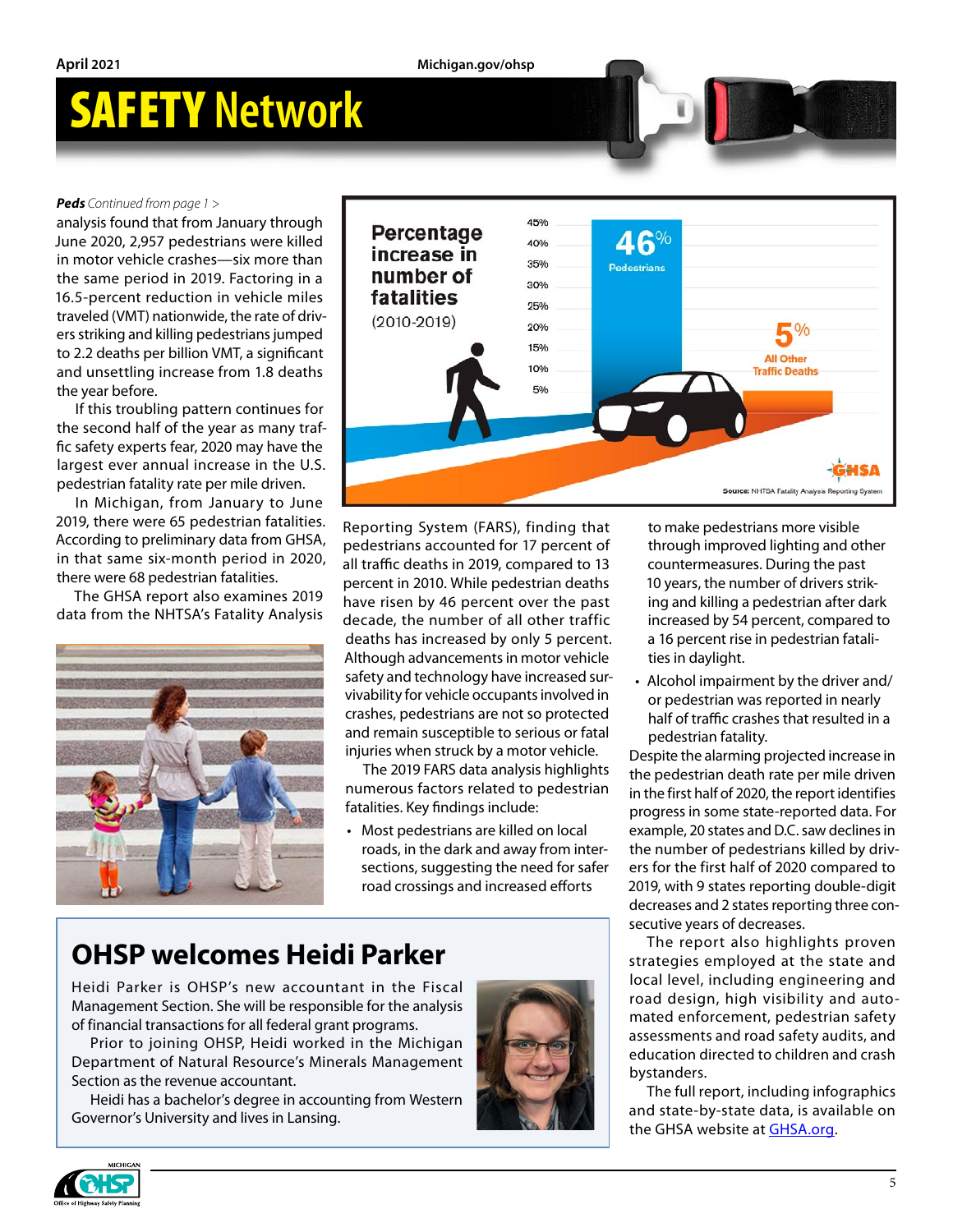**Peds** *Continued from page 1 >*

analysis found that from January through June 2020, 2,957 pedestrians were killed in motor vehicle crashes—six more than the same period in 2019. Factoring in a 16.5-percent reduction in vehicle miles traveled (VMT) nationwide, the rate of drivers striking and killing pedestrians jumped to 2.2 deaths per billion VMT, a significant and unsettling increase from 1.8 deaths the year before.

If this troubling pattern continues for the second half of the year as many traffic safety experts fear, 2020 may have the largest ever annual increase in the U.S. pedestrian fatality rate per mile driven.

In Michigan, from January to June 2019, there were 65 pedestrian fatalities. According to preliminary data from GHSA, in that same six-month period in 2020, there were 68 pedestrian fatalities.

The GHSA report also examines 2019 data from the NHTSA's Fatality Analysis Reporting System (FARS), finding that pedestrians accounted for 17 percent of all traffic deaths in 2019, compared to 13 percent in 2010. While pedestrian deaths have risen by 46 percent over the past decade, the number of all other traffic deaths has increased by only 5 percent. Although advancements in motor vehicle safety and technology have increased survivability for vehicle occupants involved in crashes, pedestrians are not so protected and remain susceptible to serious or fatal injuries when struck by a motor vehicle.

**Percentage increase in number of fatalities (2010-2019)**

46% Pedestrians

5% All Other Traffic Deaths

Source: NHTSA Fatality Analysis Reporting System

The 2019 FARS data analysis highlights numerous factors related to pedestrian fatalities. Key findings include:

- Most pedestrians are killed on local roads, in the dark and away from intersections, suggesting the need for safer road crossings and increased efforts to make pedestrians more visible through improved lighting and other countermeasures. During the past 10 years, the number of drivers striking and killing a pedestrian after dark increased by 54 percent, compared to a 16 percent rise in pedestrian fatalities in daylight.
- Alcohol impairment by the driver and/or pedestrian was reported in nearly half of traffic crashes that resulted in a pedestrian fatality.

Despite the alarming projected increase in the pedestrian death rate per mile driven in the first half of 2020, the report identifies progress in some state-reported data. For example, 20 states and D.C. saw declines in the number of pedestrians killed by drivers for the first half of 2020 compared to 2019, with 9 states reporting double-digit decreases and 2 states reporting three consecutive years of decreases.

The report also highlights proven strategies employed at the state and local level, including engineering and road design, high visibility and automated enforcement, pedestrian safety assessments and road safety audits, and education directed to children and crash bystanders.

The full report, including infographics and state-by-state data, is available on the GHSA website at GHSA.org.

## OHSP welcomes Heidi Parker

Heidi Parker is OHSP's new accountant in the Fiscal Management Section. She will be responsible for the analysis of financial transactions for all federal grant programs.

Prior to joining OHSP, Heidi worked in the Michigan Department of Natural Resource's Minerals Management Section as the revenue accountant.

Heidi has a bachelor's degree in accounting from Western Governor's University and lives in Lansing.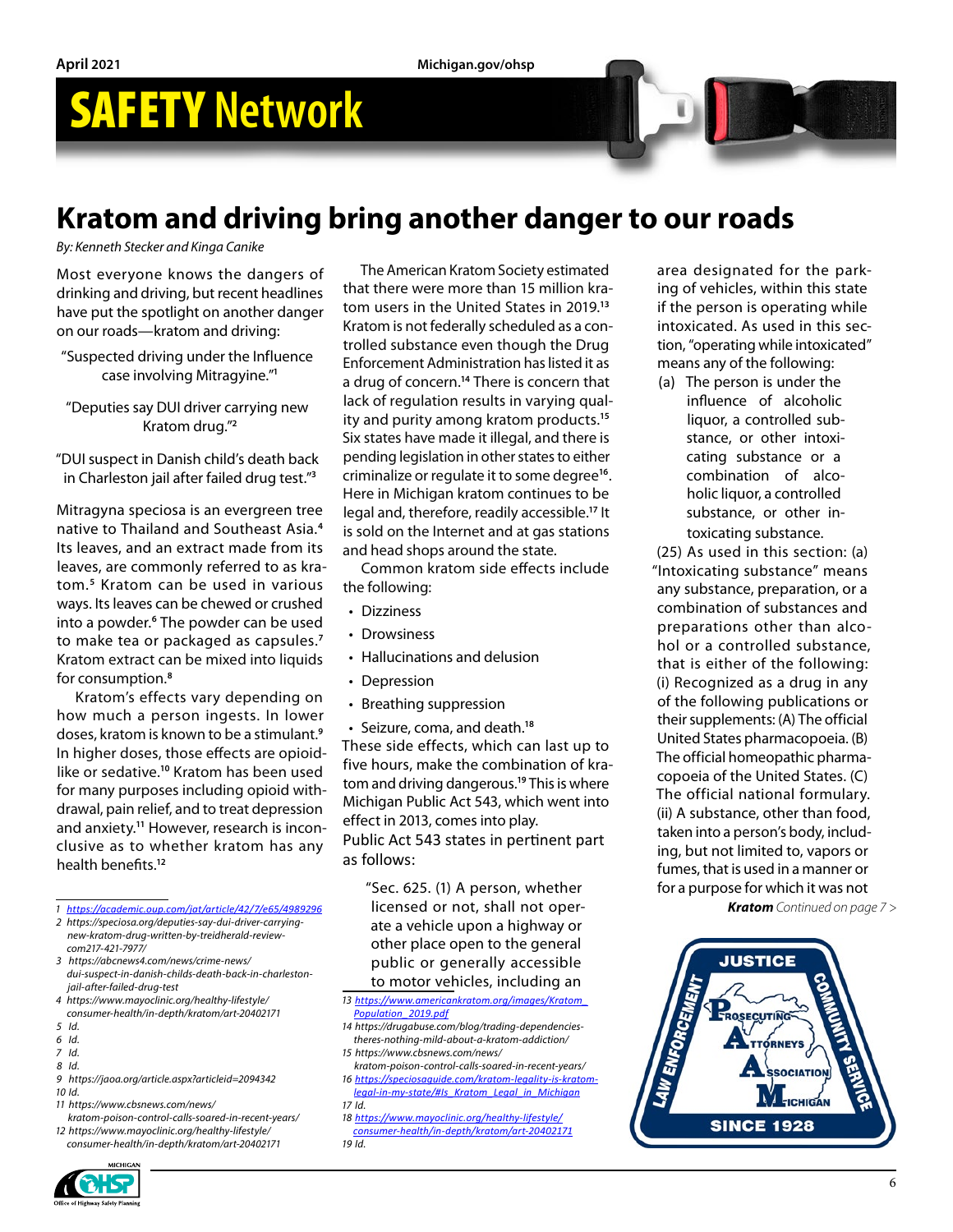# SAFETY Network

## Kratom and driving bring another danger to our roads

*By: Kenneth Stecker and Kinga Canike*

Most everyone knows the dangers of drinking and driving, but recent headlines have put the spotlight on another danger on our roads—kratom and driving:

"Suspected driving under the Influence case involving Mitragyine."[1]

"Deputies say DUI driver carrying new Kratom drug."[2]

"DUI suspect in Danish child's death back in Charleston jail after failed drug test."[3]

Mitragyna speciosa is an evergreen tree native to Thailand and Southeast Asia.[4] Its leaves, and an extract made from its leaves, are commonly referred to as kratom.[5] Kratom can be used in various ways. Its leaves can be chewed or crushed into a powder.[6] The powder can be used to make tea or packaged as capsules.[7] Kratom extract can be mixed into liquids for consumption.[8]

Kratom's effects vary depending on how much a person ingests. In lower doses, kratom is known to be a stimulant.[9] In higher doses, those effects are opioid-like or sedative.[10] Kratom has been used for many purposes including opioid withdrawal, pain relief, and to treat depression and anxiety.[11] However, research is inconclusive as to whether kratom has any health benefits.[12]

The American Kratom Society estimated that there were more than 15 million kratom users in the United States in 2019.[13] Kratom is not federally scheduled as a controlled substance even though the Drug Enforcement Administration has listed it as a drug of concern.[14] There is concern that lack of regulation results in varying quality and purity among kratom products.[15] Six states have made it illegal, and there is pending legislation in other states to either criminalize or regulate it to some degree[16]. Here in Michigan kratom continues to be legal and, therefore, readily accessible.[17] It is sold on the Internet and at gas stations and head shops around the state.

Common kratom side effects include the following:

- Dizziness
- Drowsiness
- Hallucinations and delusion
- Depression
- Breathing suppression
- Seizure, coma, and death.[18]

These side effects, which can last up to five hours, make the combination of kratom and driving dangerous.[19] This is where Michigan Public Act 543, which went into effect in 2013, comes into play.

Public Act 543 states in pertinent part as follows:

> "Sec. 625. (1) A person, whether licensed or not, shall not operate a vehicle upon a highway or other place open to the general public or generally accessible to motor vehicles, including an area designated for the parking of vehicles, within this state if the person is operating while intoxicated. As used in this section, "operating while intoxicated" means any of the following:
>
> (a) The person is under the influence of alcoholic liquor, a controlled substance, or other intoxicating substance or a combination of alcoholic liquor, a controlled substance, or other intoxicating substance.
>
> (25) As used in this section: (a) "Intoxicating substance" means any substance, preparation, or a combination of substances and preparations other than alcohol or a controlled substance, that is either of the following: (i) Recognized as a drug in any of the following publications or their supplements: (A) The official United States pharmacopoeia. (B) The official homeopathic pharmacopoeia of the United States. (C) The official national formulary. (ii) A substance, other than food, taken into a person's body, including, but not limited to, vapors or fumes, that is used in a manner or for a purpose for which it was not

***Kratom*** *Continued on page 7 >*

---

1 https://academic.oup.com/jat/article/42/7/e65/4989296
2 https://speciosa.org/deputies-say-dui-driver-carrying-new-kratom-drug-written-by-treidherald-review-com217-421-7977/
3 https://abcnews4.com/news/crime-news/dui-suspect-in-danish-childs-death-back-in-charleston-jail-after-failed-drug-test
4 https://www.mayoclinic.org/healthy-lifestyle/consumer-health/in-depth/kratom/art-20402171
5 Id.
6 Id.
7 Id.
8 Id.
9 https://jaoa.org/article.aspx?articleid=2094342
10 Id.
11 https://www.cbsnews.com/news/kratom-poison-control-calls-soared-in-recent-years/
12 https://www.mayoclinic.org/healthy-lifestyle/consumer-health/in-depth/kratom/art-20402171
13 https://www.americankratom.org/images/Kratom_Population_2019.pdf
14 https://drugabuse.com/blog/trading-dependencies-theres-nothing-mild-about-a-kratom-addiction/
15 https://www.cbsnews.com/news/kratom-poison-control-calls-soared-in-recent-years/
16 https://speciosaguide.com/kratom-legality-is-kratom-legal-in-my-state/#Is_Kratom_Legal_in_Michigan
17 Id.
18 https://www.mayoclinic.org/healthy-lifestyle/consumer-health/in-depth/kratom/art-20402171
19 Id.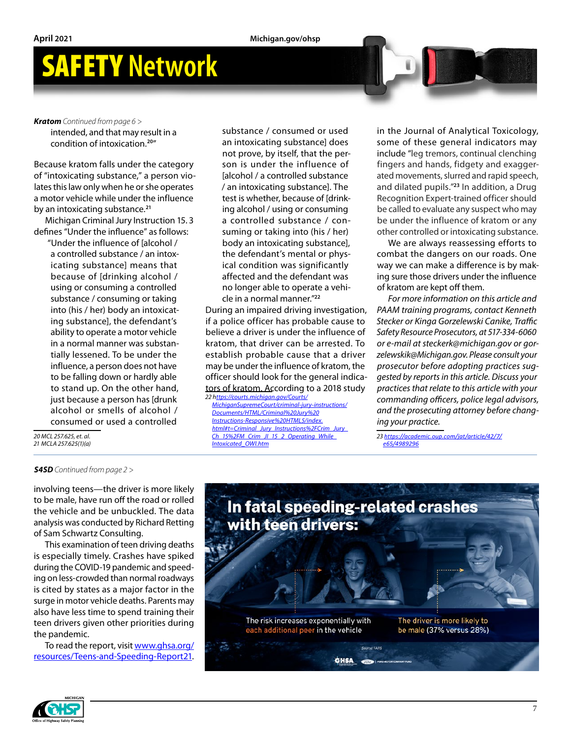**Kratom** *Continued from page 6 >*

> intended, and that may result in a condition of intoxication.[20]"

Because kratom falls under the category of "intoxicating substance," a person violates this law only when he or she operates a motor vehicle while under the influence by an intoxicating substance.[21]

Michigan Criminal Jury Instruction 15. 3 defines "Under the influence" as follows:

> "Under the influence of [alcohol / a controlled substance / an intoxicating substance] means that because of [drinking alcohol / using or consuming a controlled substance / consuming or taking into (his / her) body an intoxicating substance], the defendant's ability to operate a motor vehicle in a normal manner was substantially lessened. To be under the influence, a person does not have to be falling down or hardly able to stand up. On the other hand, just because a person has [drunk alcohol or smells of alcohol / consumed or used a controlled substance / consumed or used an intoxicating substance] does not prove, by itself, that the person is under the influence of [alcohol / a controlled substance / an intoxicating substance]. The test is whether, because of [drinking alcohol / using or consuming a controlled substance / consuming or taking into (his / her) body an intoxicating substance], the defendant's mental or physical condition was significantly affected and the defendant was no longer able to operate a vehicle in a normal manner."[22]

During an impaired driving investigation, if a police officer has probable cause to believe a driver is under the influence of kratom, that driver can be arrested. To establish probable cause that a driver may be under the influence of kratom, the officer should look for the general indicators of kratom. According to a 2018 study in the Journal of Analytical Toxicology, some of these general indicators may include "leg tremors, continual clenching fingers and hands, fidgety and exaggerated movements, slurred and rapid speech, and dilated pupils."[23] In addition, a Drug Recognition Expert-trained officer should be called to evaluate any suspect who may be under the influence of kratom or any other controlled or intoxicating substance.

We are always reassessing efforts to combat the dangers on our roads. One way we can make a difference is by making sure those drivers under the influence of kratom are kept off them.

*For more information on this article and PAAM training programs, contact Kenneth Stecker or Kinga Gorzelewski Canike, Traffic Safety Resource Prosecutors, at 517-334-6060 or e-mail at steckerk@michigan.gov or gorzelewskik@Michigan.gov. Please consult your prosecutor before adopting practices suggested by reports in this article. Discuss your practices that relate to this article with your commanding officers, police legal advisors, and the prosecuting attorney before changing your practice.*

20 MCL 257.625, et. al.

21 MCLA 257.625(1)(a)

22 https://courts.michigan.gov/Courts/MichiganSupremeCourt/criminal-jury-instructions/Documents/HTML/Criminal%20Jury%20Instructions-Responsive%20HTML5/index.html#t=Criminal_Jury_Instructions%2FCrim_Jury_Ch_15%2FM_Crim_JI_15_2_Operating_While_Intoxicated_OWI.htm

23 https://academic.oup.com/jat/article/42/7/e65/4989296

**S4SD** *Continued from page 2 >*

involving teens—the driver is more likely to be male, have run off the road or rolled the vehicle and be unbuckled. The data analysis was conducted by Richard Retting of Sam Schwartz Consulting.

This examination of teen driving deaths is especially timely. Crashes have spiked during the COVID-19 pandemic and speeding on less-crowded than normal roadways is cited by states as a major factor in the surge in motor vehicle deaths. Parents may also have less time to spend training their teen drivers given other priorities during the pandemic.

To read the report, visit www.ghsa.org/resources/Teens-and-Speeding-Report21.

In fatal speeding-related crashes with teen drivers:

The risk increases exponentially with each additional peer in the vehicle

The driver is more likely to be male (37% versus 28%)

Source: FARS